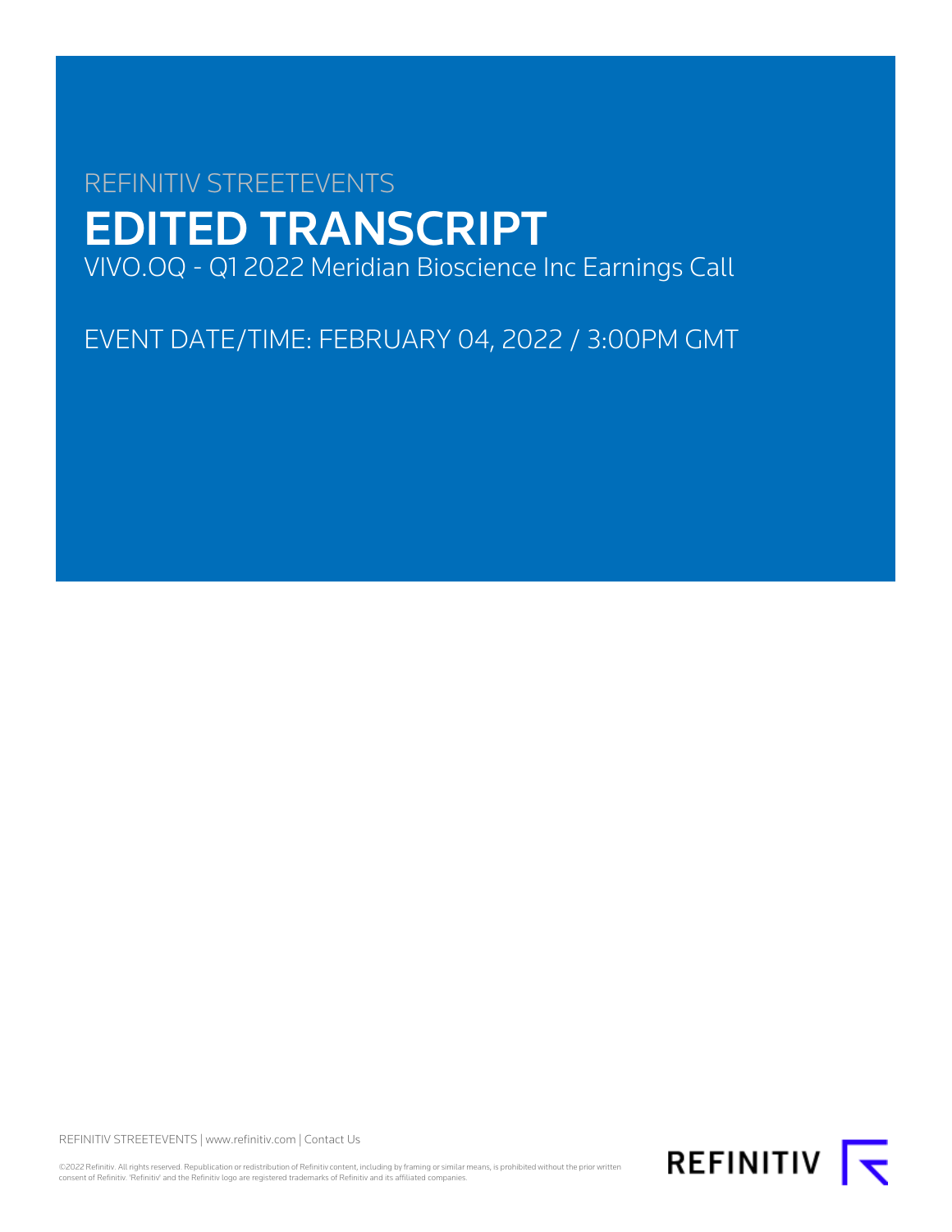REFINITIV STREETEVENTS

# EDITED TRANSCRIPT

VIVO.OQ - Q1 2022 Meridian Bioscience Inc Earnings Call

EVENT DATE/TIME: FEBRUARY 04, 2022 / 3:00PM GMT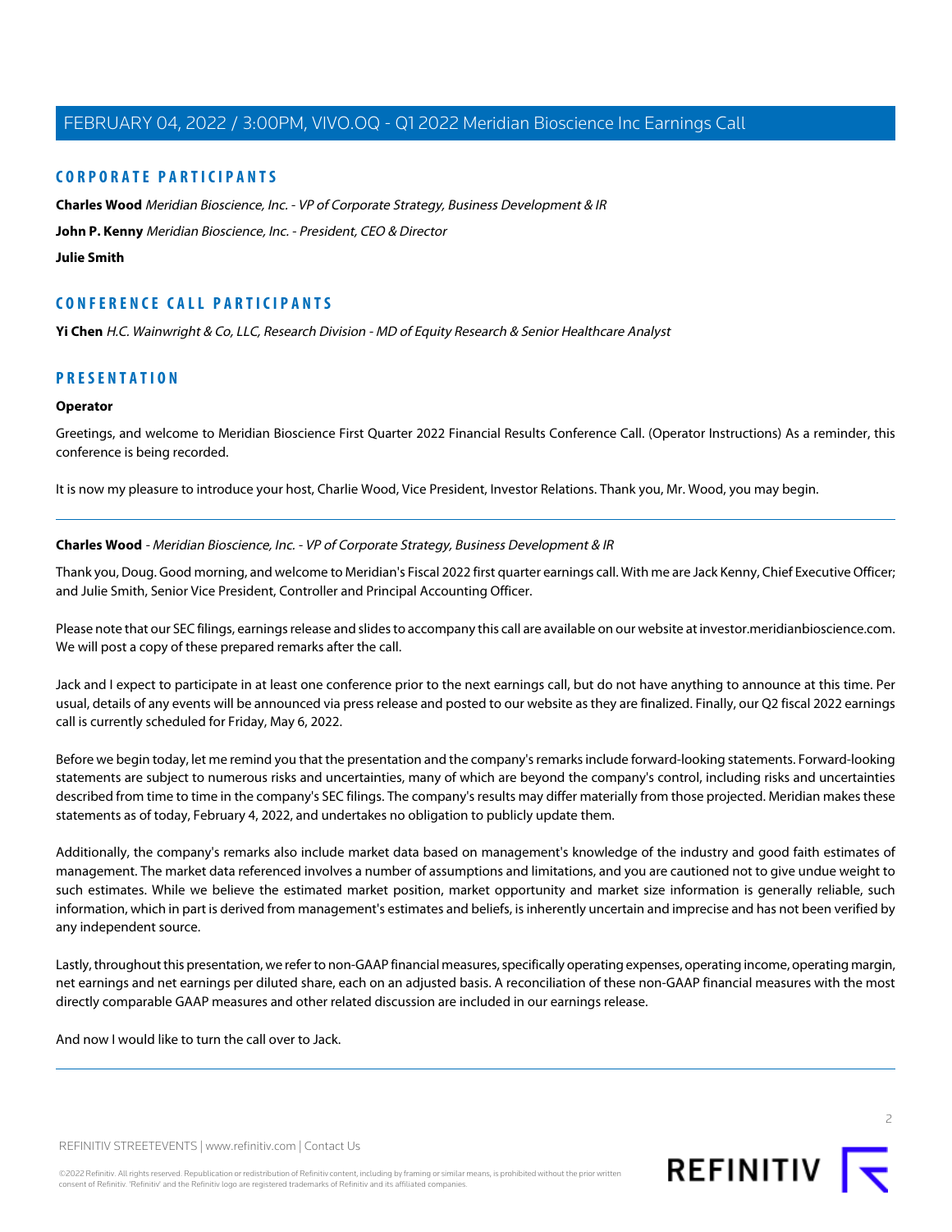## CORPORATE PARTICIPANTS

**Charles Wood** *Meridian Bioscience, Inc. - VP of Corporate Strategy, Business Development & IR*

**John P. Kenny** *Meridian Bioscience, Inc. - President, CEO & Director*

**Julie Smith**

## CONFERENCE CALL PARTICIPANTS

**Yi Chen** *H.C. Wainwright & Co, LLC, Research Division - MD of Equity Research & Senior Healthcare Analyst*

## PRESENTATION

**Operator**

Greetings, and welcome to Meridian Bioscience First Quarter 2022 Financial Results Conference Call. (Operator Instructions) As a reminder, this conference is being recorded.

It is now my pleasure to introduce your host, Charlie Wood, Vice President, Investor Relations. Thank you, Mr. Wood, you may begin.

---

**Charles Wood** - *Meridian Bioscience, Inc. - VP of Corporate Strategy, Business Development & IR*

Thank you, Doug. Good morning, and welcome to Meridian's Fiscal 2022 first quarter earnings call. With me are Jack Kenny, Chief Executive Officer; and Julie Smith, Senior Vice President, Controller and Principal Accounting Officer.

Please note that our SEC filings, earnings release and slides to accompany this call are available on our website at investor.meridianbioscience.com. We will post a copy of these prepared remarks after the call.

Jack and I expect to participate in at least one conference prior to the next earnings call, but do not have anything to announce at this time. Per usual, details of any events will be announced via press release and posted to our website as they are finalized. Finally, our Q2 fiscal 2022 earnings call is currently scheduled for Friday, May 6, 2022.

Before we begin today, let me remind you that the presentation and the company's remarks include forward-looking statements. Forward-looking statements are subject to numerous risks and uncertainties, many of which are beyond the company's control, including risks and uncertainties described from time to time in the company's SEC filings. The company's results may differ materially from those projected. Meridian makes these statements as of today, February 4, 2022, and undertakes no obligation to publicly update them.

Additionally, the company's remarks also include market data based on management's knowledge of the industry and good faith estimates of management. The market data referenced involves a number of assumptions and limitations, and you are cautioned not to give undue weight to such estimates. While we believe the estimated market position, market opportunity and market size information is generally reliable, such information, which in part is derived from management's estimates and beliefs, is inherently uncertain and imprecise and has not been verified by any independent source.

Lastly, throughout this presentation, we refer to non-GAAP financial measures, specifically operating expenses, operating income, operating margin, net earnings and net earnings per diluted share, each on an adjusted basis. A reconciliation of these non-GAAP financial measures with the most directly comparable GAAP measures and other related discussion are included in our earnings release.

And now I would like to turn the call over to Jack.

---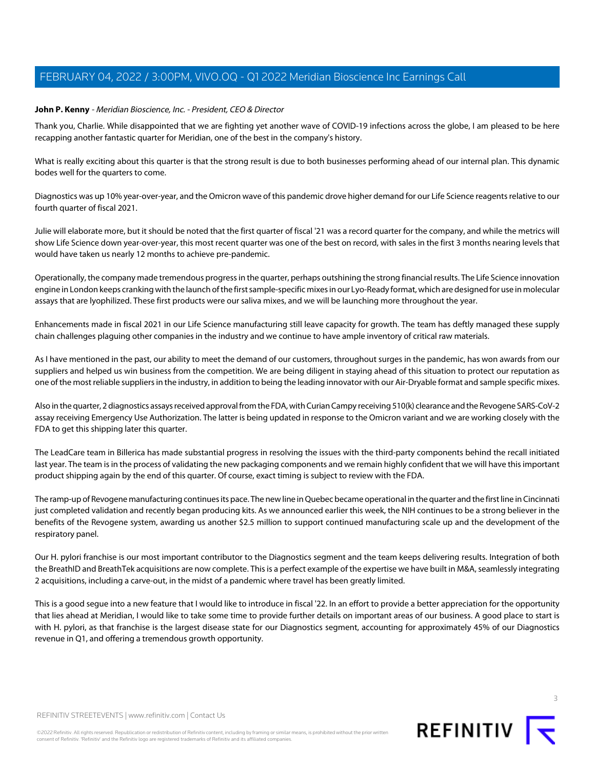**John P. Kenny** - *Meridian Bioscience, Inc. - President, CEO & Director*

Thank you, Charlie. While disappointed that we are fighting yet another wave of COVID-19 infections across the globe, I am pleased to be here recapping another fantastic quarter for Meridian, one of the best in the company's history.

What is really exciting about this quarter is that the strong result is due to both businesses performing ahead of our internal plan. This dynamic bodes well for the quarters to come.

Diagnostics was up 10% year-over-year, and the Omicron wave of this pandemic drove higher demand for our Life Science reagents relative to our fourth quarter of fiscal 2021.

Julie will elaborate more, but it should be noted that the first quarter of fiscal '21 was a record quarter for the company, and while the metrics will show Life Science down year-over-year, this most recent quarter was one of the best on record, with sales in the first 3 months nearing levels that would have taken us nearly 12 months to achieve pre-pandemic.

Operationally, the company made tremendous progress in the quarter, perhaps outshining the strong financial results. The Life Science innovation engine in London keeps cranking with the launch of the first sample-specific mixes in our Lyo-Ready format, which are designed for use in molecular assays that are lyophilized. These first products were our saliva mixes, and we will be launching more throughout the year.

Enhancements made in fiscal 2021 in our Life Science manufacturing still leave capacity for growth. The team has deftly managed these supply chain challenges plaguing other companies in the industry and we continue to have ample inventory of critical raw materials.

As I have mentioned in the past, our ability to meet the demand of our customers, throughout surges in the pandemic, has won awards from our suppliers and helped us win business from the competition. We are being diligent in staying ahead of this situation to protect our reputation as one of the most reliable suppliers in the industry, in addition to being the leading innovator with our Air-Dryable format and sample specific mixes.

Also in the quarter, 2 diagnostics assays received approval from the FDA, with Curian Campy receiving 510(k) clearance and the Revogene SARS-CoV-2 assay receiving Emergency Use Authorization. The latter is being updated in response to the Omicron variant and we are working closely with the FDA to get this shipping later this quarter.

The LeadCare team in Billerica has made substantial progress in resolving the issues with the third-party components behind the recall initiated last year. The team is in the process of validating the new packaging components and we remain highly confident that we will have this important product shipping again by the end of this quarter. Of course, exact timing is subject to review with the FDA.

The ramp-up of Revogene manufacturing continues its pace. The new line in Quebec became operational in the quarter and the first line in Cincinnati just completed validation and recently began producing kits. As we announced earlier this week, the NIH continues to be a strong believer in the benefits of the Revogene system, awarding us another $2.5 million to support continued manufacturing scale up and the development of the respiratory panel.

Our H. pylori franchise is our most important contributor to the Diagnostics segment and the team keeps delivering results. Integration of both the BreathID and BreathTek acquisitions are now complete. This is a perfect example of the expertise we have built in M&A, seamlessly integrating 2 acquisitions, including a carve-out, in the midst of a pandemic where travel has been greatly limited.

This is a good segue into a new feature that I would like to introduce in fiscal '22. In an effort to provide a better appreciation for the opportunity that lies ahead at Meridian, I would like to take some time to provide further details on important areas of our business. A good place to start is with H. pylori, as that franchise is the largest disease state for our Diagnostics segment, accounting for approximately 45% of our Diagnostics revenue in Q1, and offering a tremendous growth opportunity.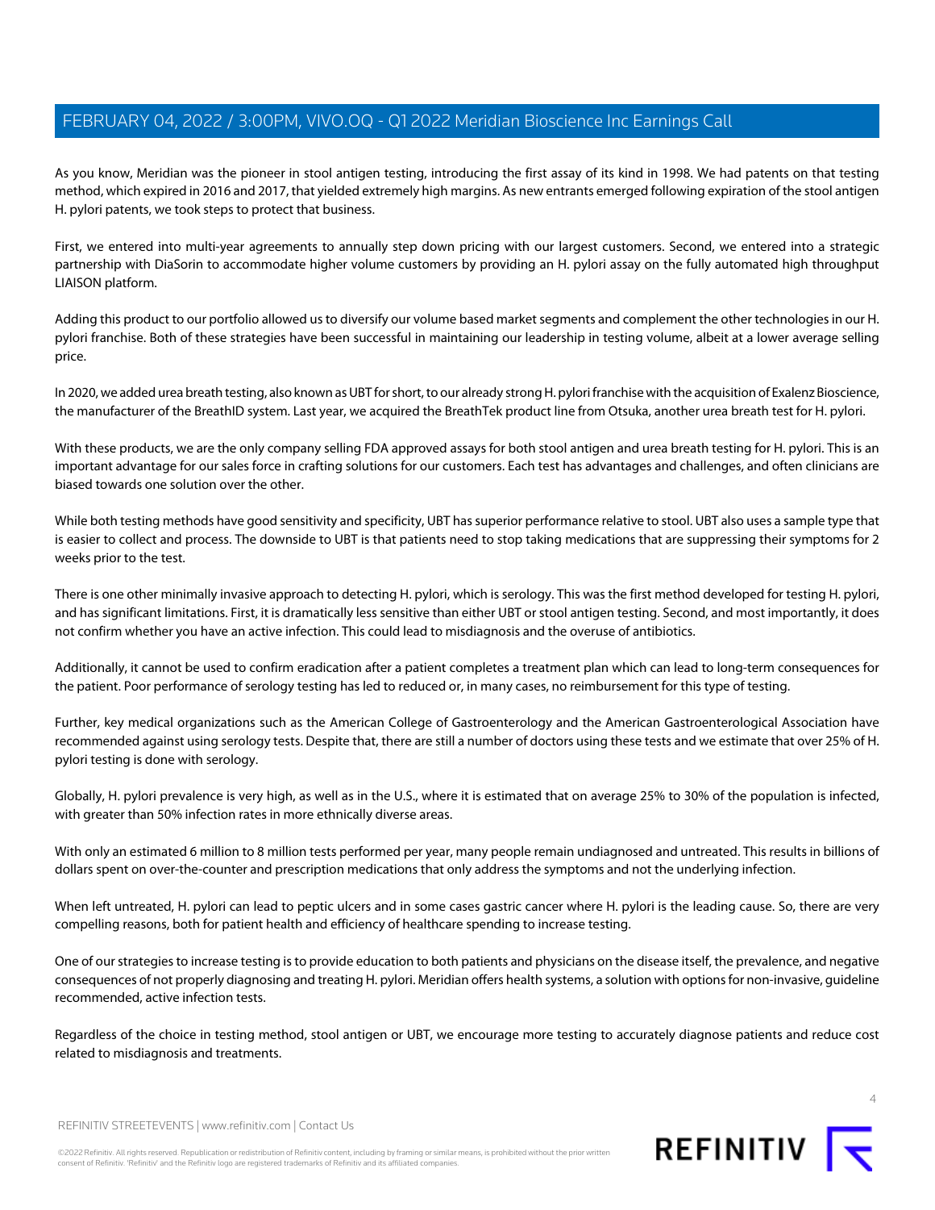As you know, Meridian was the pioneer in stool antigen testing, introducing the first assay of its kind in 1998. We had patents on that testing method, which expired in 2016 and 2017, that yielded extremely high margins. As new entrants emerged following expiration of the stool antigen H. pylori patents, we took steps to protect that business.

First, we entered into multi-year agreements to annually step down pricing with our largest customers. Second, we entered into a strategic partnership with DiaSorin to accommodate higher volume customers by providing an H. pylori assay on the fully automated high throughput LIAISON platform.

Adding this product to our portfolio allowed us to diversify our volume based market segments and complement the other technologies in our H. pylori franchise. Both of these strategies have been successful in maintaining our leadership in testing volume, albeit at a lower average selling price.

In 2020, we added urea breath testing, also known as UBT for short, to our already strong H. pylori franchise with the acquisition of Exalenz Bioscience, the manufacturer of the BreathID system. Last year, we acquired the BreathTek product line from Otsuka, another urea breath test for H. pylori.

With these products, we are the only company selling FDA approved assays for both stool antigen and urea breath testing for H. pylori. This is an important advantage for our sales force in crafting solutions for our customers. Each test has advantages and challenges, and often clinicians are biased towards one solution over the other.

While both testing methods have good sensitivity and specificity, UBT has superior performance relative to stool. UBT also uses a sample type that is easier to collect and process. The downside to UBT is that patients need to stop taking medications that are suppressing their symptoms for 2 weeks prior to the test.

There is one other minimally invasive approach to detecting H. pylori, which is serology. This was the first method developed for testing H. pylori, and has significant limitations. First, it is dramatically less sensitive than either UBT or stool antigen testing. Second, and most importantly, it does not confirm whether you have an active infection. This could lead to misdiagnosis and the overuse of antibiotics.

Additionally, it cannot be used to confirm eradication after a patient completes a treatment plan which can lead to long-term consequences for the patient. Poor performance of serology testing has led to reduced or, in many cases, no reimbursement for this type of testing.

Further, key medical organizations such as the American College of Gastroenterology and the American Gastroenterological Association have recommended against using serology tests. Despite that, there are still a number of doctors using these tests and we estimate that over 25% of H. pylori testing is done with serology.

Globally, H. pylori prevalence is very high, as well as in the U.S., where it is estimated that on average 25% to 30% of the population is infected, with greater than 50% infection rates in more ethnically diverse areas.

With only an estimated 6 million to 8 million tests performed per year, many people remain undiagnosed and untreated. This results in billions of dollars spent on over-the-counter and prescription medications that only address the symptoms and not the underlying infection.

When left untreated, H. pylori can lead to peptic ulcers and in some cases gastric cancer where H. pylori is the leading cause. So, there are very compelling reasons, both for patient health and efficiency of healthcare spending to increase testing.

One of our strategies to increase testing is to provide education to both patients and physicians on the disease itself, the prevalence, and negative consequences of not properly diagnosing and treating H. pylori. Meridian offers health systems, a solution with options for non-invasive, guideline recommended, active infection tests.

Regardless of the choice in testing method, stool antigen or UBT, we encourage more testing to accurately diagnose patients and reduce cost related to misdiagnosis and treatments.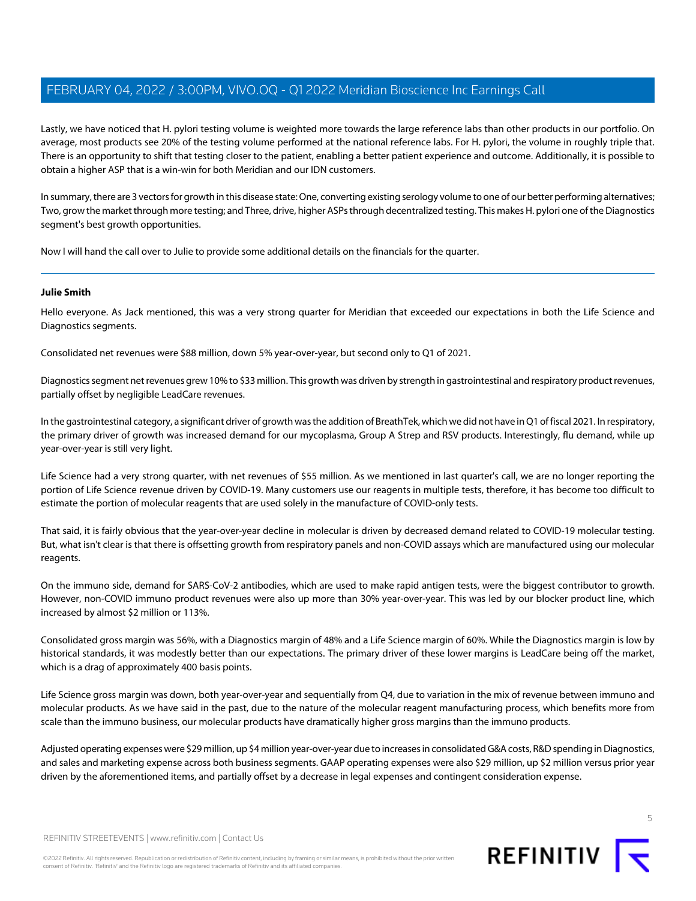Lastly, we have noticed that H. pylori testing volume is weighted more towards the large reference labs than other products in our portfolio. On average, most products see 20% of the testing volume performed at the national reference labs. For H. pylori, the volume in roughly triple that. There is an opportunity to shift that testing closer to the patient, enabling a better patient experience and outcome. Additionally, it is possible to obtain a higher ASP that is a win-win for both Meridian and our IDN customers.

In summary, there are 3 vectors for growth in this disease state: One, converting existing serology volume to one of our better performing alternatives; Two, grow the market through more testing; and Three, drive, higher ASPs through decentralized testing. This makes H. pylori one of the Diagnostics segment's best growth opportunities.

Now I will hand the call over to Julie to provide some additional details on the financials for the quarter.

---

**Julie Smith**

Hello everyone. As Jack mentioned, this was a very strong quarter for Meridian that exceeded our expectations in both the Life Science and Diagnostics segments.

Consolidated net revenues were $88 million, down 5% year-over-year, but second only to Q1 of 2021.

Diagnostics segment net revenues grew 10% to $33 million. This growth was driven by strength in gastrointestinal and respiratory product revenues, partially offset by negligible LeadCare revenues.

In the gastrointestinal category, a significant driver of growth was the addition of BreathTek, which we did not have in Q1 of fiscal 2021. In respiratory, the primary driver of growth was increased demand for our mycoplasma, Group A Strep and RSV products. Interestingly, flu demand, while up year-over-year is still very light.

Life Science had a very strong quarter, with net revenues of $55 million. As we mentioned in last quarter's call, we are no longer reporting the portion of Life Science revenue driven by COVID-19. Many customers use our reagents in multiple tests, therefore, it has become too difficult to estimate the portion of molecular reagents that are used solely in the manufacture of COVID-only tests.

That said, it is fairly obvious that the year-over-year decline in molecular is driven by decreased demand related to COVID-19 molecular testing. But, what isn't clear is that there is offsetting growth from respiratory panels and non-COVID assays which are manufactured using our molecular reagents.

On the immuno side, demand for SARS-CoV-2 antibodies, which are used to make rapid antigen tests, were the biggest contributor to growth. However, non-COVID immuno product revenues were also up more than 30% year-over-year. This was led by our blocker product line, which increased by almost $2 million or 113%.

Consolidated gross margin was 56%, with a Diagnostics margin of 48% and a Life Science margin of 60%. While the Diagnostics margin is low by historical standards, it was modestly better than our expectations. The primary driver of these lower margins is LeadCare being off the market, which is a drag of approximately 400 basis points.

Life Science gross margin was down, both year-over-year and sequentially from Q4, due to variation in the mix of revenue between immuno and molecular products. As we have said in the past, due to the nature of the molecular reagent manufacturing process, which benefits more from scale than the immuno business, our molecular products have dramatically higher gross margins than the immuno products.

Adjusted operating expenses were $29 million, up $4 million year-over-year due to increases in consolidated G&A costs, R&D spending in Diagnostics, and sales and marketing expense across both business segments. GAAP operating expenses were also $29 million, up $2 million versus prior year driven by the aforementioned items, and partially offset by a decrease in legal expenses and contingent consideration expense.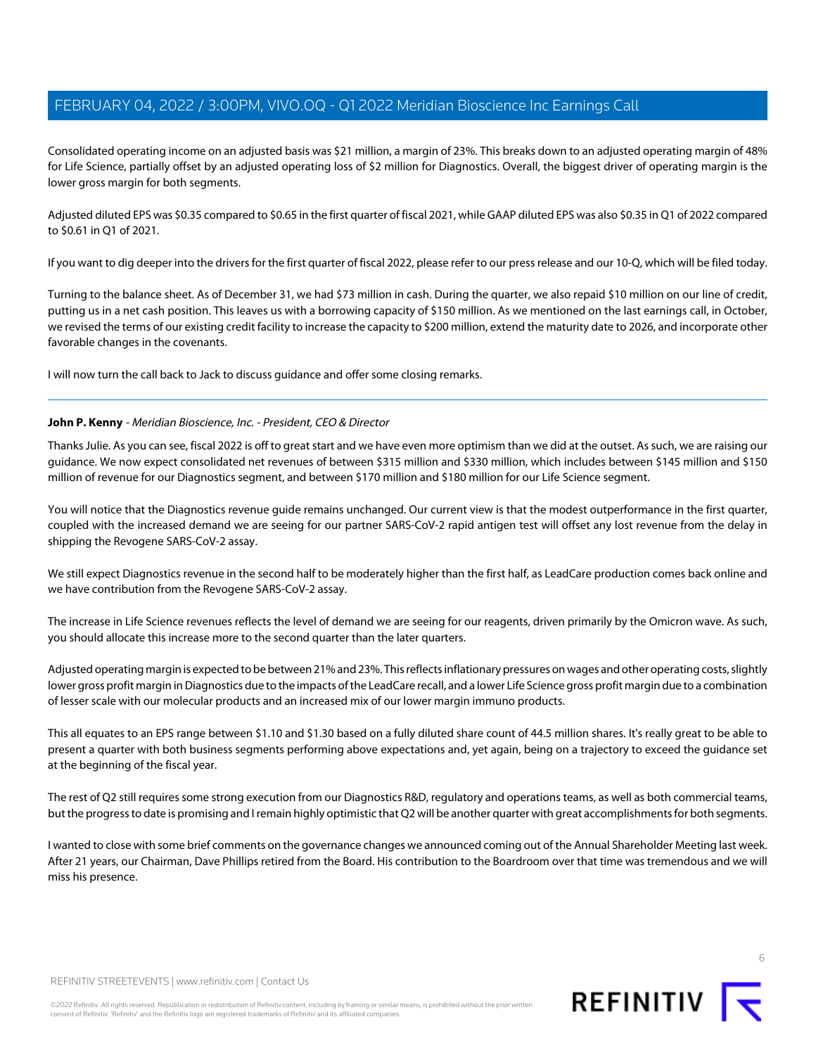Consolidated operating income on an adjusted basis was $21 million, a margin of 23%. This breaks down to an adjusted operating margin of 48% for Life Science, partially offset by an adjusted operating loss of $2 million for Diagnostics. Overall, the biggest driver of operating margin is the lower gross margin for both segments.

Adjusted diluted EPS was $0.35 compared to $0.65 in the first quarter of fiscal 2021, while GAAP diluted EPS was also $0.35 in Q1 of 2022 compared to $0.61 in Q1 of 2021.

If you want to dig deeper into the drivers for the first quarter of fiscal 2022, please refer to our press release and our 10-Q, which will be filed today.

Turning to the balance sheet. As of December 31, we had $73 million in cash. During the quarter, we also repaid $10 million on our line of credit, putting us in a net cash position. This leaves us with a borrowing capacity of $150 million. As we mentioned on the last earnings call, in October, we revised the terms of our existing credit facility to increase the capacity to $200 million, extend the maturity date to 2026, and incorporate other favorable changes in the covenants.

I will now turn the call back to Jack to discuss guidance and offer some closing remarks.

---

**John P. Kenny** - *Meridian Bioscience, Inc. - President, CEO & Director*

Thanks Julie. As you can see, fiscal 2022 is off to great start and we have even more optimism than we did at the outset. As such, we are raising our guidance. We now expect consolidated net revenues of between $315 million and $330 million, which includes between $145 million and $150 million of revenue for our Diagnostics segment, and between $170 million and $180 million for our Life Science segment.

You will notice that the Diagnostics revenue guide remains unchanged. Our current view is that the modest outperformance in the first quarter, coupled with the increased demand we are seeing for our partner SARS-CoV-2 rapid antigen test will offset any lost revenue from the delay in shipping the Revogene SARS-CoV-2 assay.

We still expect Diagnostics revenue in the second half to be moderately higher than the first half, as LeadCare production comes back online and we have contribution from the Revogene SARS-CoV-2 assay.

The increase in Life Science revenues reflects the level of demand we are seeing for our reagents, driven primarily by the Omicron wave. As such, you should allocate this increase more to the second quarter than the later quarters.

Adjusted operating margin is expected to be between 21% and 23%. This reflects inflationary pressures on wages and other operating costs, slightly lower gross profit margin in Diagnostics due to the impacts of the LeadCare recall, and a lower Life Science gross profit margin due to a combination of lesser scale with our molecular products and an increased mix of our lower margin immuno products.

This all equates to an EPS range between $1.10 and $1.30 based on a fully diluted share count of 44.5 million shares. It's really great to be able to present a quarter with both business segments performing above expectations and, yet again, being on a trajectory to exceed the guidance set at the beginning of the fiscal year.

The rest of Q2 still requires some strong execution from our Diagnostics R&D, regulatory and operations teams, as well as both commercial teams, but the progress to date is promising and I remain highly optimistic that Q2 will be another quarter with great accomplishments for both segments.

I wanted to close with some brief comments on the governance changes we announced coming out of the Annual Shareholder Meeting last week. After 21 years, our Chairman, Dave Phillips retired from the Board. His contribution to the Boardroom over that time was tremendous and we will miss his presence.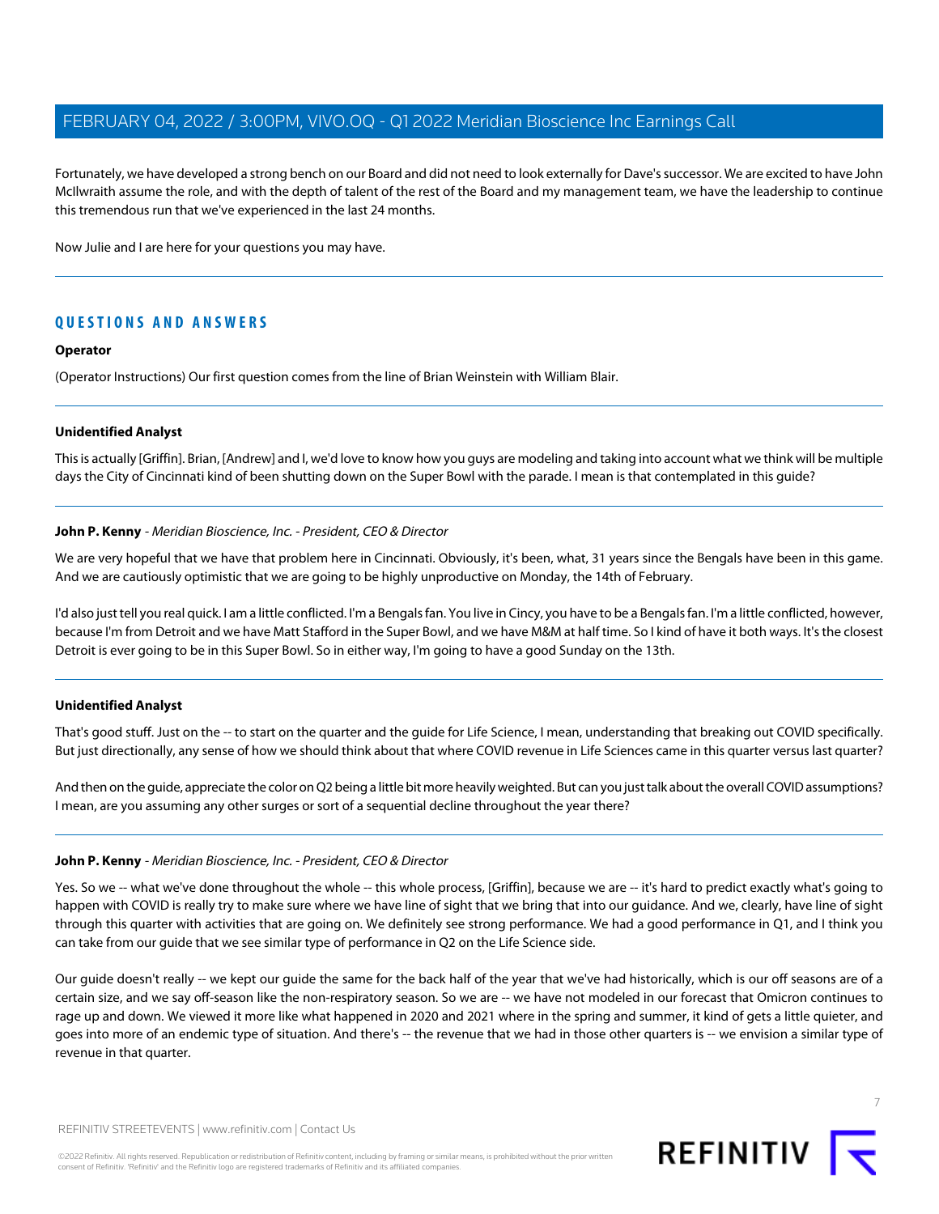Fortunately, we have developed a strong bench on our Board and did not need to look externally for Dave's successor. We are excited to have John McIlwraith assume the role, and with the depth of talent of the rest of the Board and my management team, we have the leadership to continue this tremendous run that we've experienced in the last 24 months.

Now Julie and I are here for your questions you may have.

---

## QUESTIONS AND ANSWERS

**Operator**

(Operator Instructions) Our first question comes from the line of Brian Weinstein with William Blair.

---

**Unidentified Analyst**

This is actually [Griffin]. Brian, [Andrew] and I, we'd love to know how you guys are modeling and taking into account what we think will be multiple days the City of Cincinnati kind of been shutting down on the Super Bowl with the parade. I mean is that contemplated in this guide?

---

**John P. Kenny** - *Meridian Bioscience, Inc. - President, CEO & Director*

We are very hopeful that we have that problem here in Cincinnati. Obviously, it's been, what, 31 years since the Bengals have been in this game. And we are cautiously optimistic that we are going to be highly unproductive on Monday, the 14th of February.

I'd also just tell you real quick. I am a little conflicted. I'm a Bengals fan. You live in Cincy, you have to be a Bengals fan. I'm a little conflicted, however, because I'm from Detroit and we have Matt Stafford in the Super Bowl, and we have M&M at half time. So I kind of have it both ways. It's the closest Detroit is ever going to be in this Super Bowl. So in either way, I'm going to have a good Sunday on the 13th.

---

**Unidentified Analyst**

That's good stuff. Just on the -- to start on the quarter and the guide for Life Science, I mean, understanding that breaking out COVID specifically. But just directionally, any sense of how we should think about that where COVID revenue in Life Sciences came in this quarter versus last quarter?

And then on the guide, appreciate the color on Q2 being a little bit more heavily weighted. But can you just talk about the overall COVID assumptions? I mean, are you assuming any other surges or sort of a sequential decline throughout the year there?

---

**John P. Kenny** - *Meridian Bioscience, Inc. - President, CEO & Director*

Yes. So we -- what we've done throughout the whole -- this whole process, [Griffin], because we are -- it's hard to predict exactly what's going to happen with COVID is really try to make sure where we have line of sight that we bring that into our guidance. And we, clearly, have line of sight through this quarter with activities that are going on. We definitely see strong performance. We had a good performance in Q1, and I think you can take from our guide that we see similar type of performance in Q2 on the Life Science side.

Our guide doesn't really -- we kept our guide the same for the back half of the year that we've had historically, which is our off seasons are of a certain size, and we say off-season like the non-respiratory season. So we are -- we have not modeled in our forecast that Omicron continues to rage up and down. We viewed it more like what happened in 2020 and 2021 where in the spring and summer, it kind of gets a little quieter, and goes into more of an endemic type of situation. And there's -- the revenue that we had in those other quarters is -- we envision a similar type of revenue in that quarter.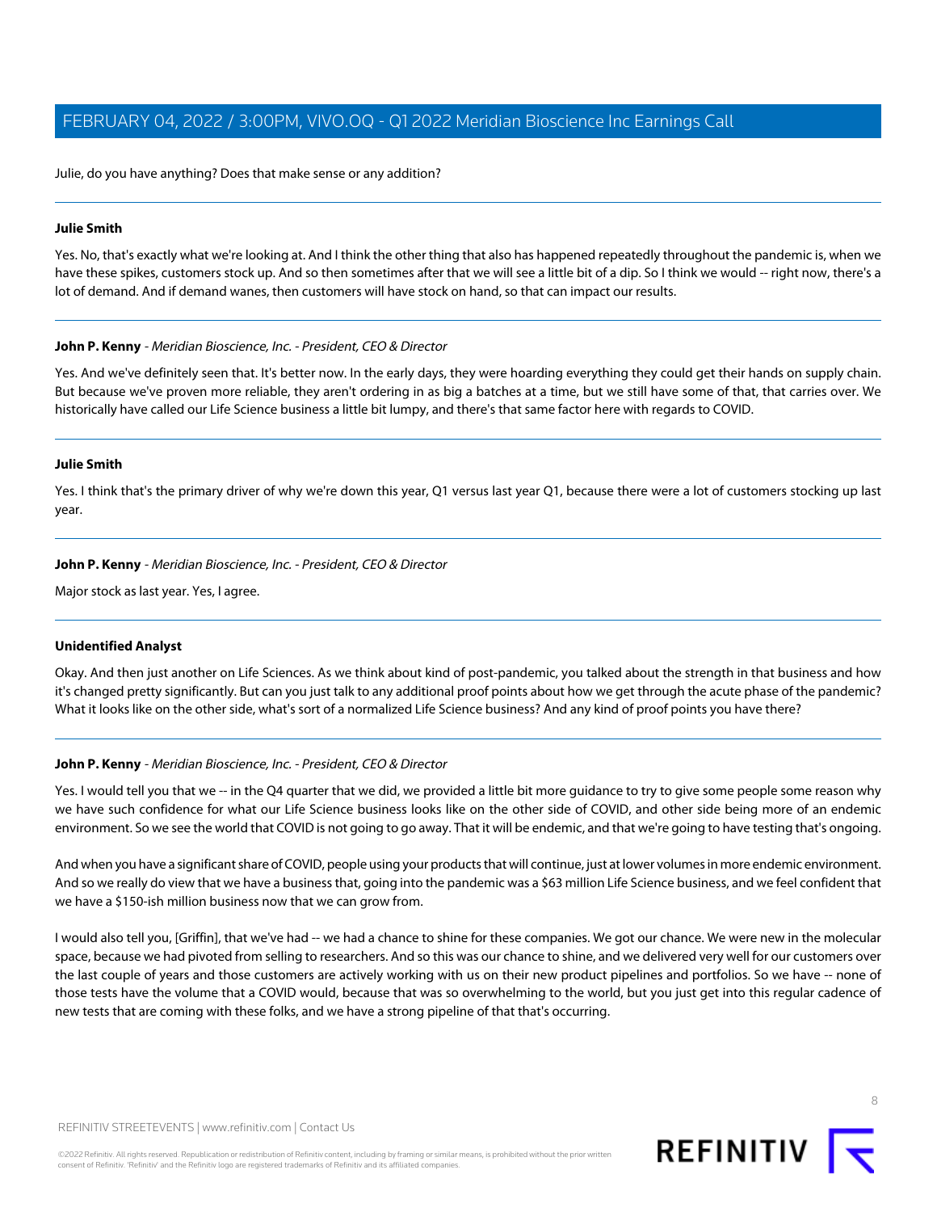Julie, do you have anything? Does that make sense or any addition?

---

**Julie Smith**

Yes. No, that's exactly what we're looking at. And I think the other thing that also has happened repeatedly throughout the pandemic is, when we have these spikes, customers stock up. And so then sometimes after that we will see a little bit of a dip. So I think we would -- right now, there's a lot of demand. And if demand wanes, then customers will have stock on hand, so that can impact our results.

---

**John P. Kenny** - *Meridian Bioscience, Inc. - President, CEO & Director*

Yes. And we've definitely seen that. It's better now. In the early days, they were hoarding everything they could get their hands on supply chain. But because we've proven more reliable, they aren't ordering in as big a batches at a time, but we still have some of that, that carries over. We historically have called our Life Science business a little bit lumpy, and there's that same factor here with regards to COVID.

---

**Julie Smith**

Yes. I think that's the primary driver of why we're down this year, Q1 versus last year Q1, because there were a lot of customers stocking up last year.

---

**John P. Kenny** - *Meridian Bioscience, Inc. - President, CEO & Director*

Major stock as last year. Yes, I agree.

---

**Unidentified Analyst**

Okay. And then just another on Life Sciences. As we think about kind of post-pandemic, you talked about the strength in that business and how it's changed pretty significantly. But can you just talk to any additional proof points about how we get through the acute phase of the pandemic? What it looks like on the other side, what's sort of a normalized Life Science business? And any kind of proof points you have there?

---

**John P. Kenny** - *Meridian Bioscience, Inc. - President, CEO & Director*

Yes. I would tell you that we -- in the Q4 quarter that we did, we provided a little bit more guidance to try to give some people some reason why we have such confidence for what our Life Science business looks like on the other side of COVID, and other side being more of an endemic environment. So we see the world that COVID is not going to go away. That it will be endemic, and that we're going to have testing that's ongoing.

And when you have a significant share of COVID, people using your products that will continue, just at lower volumes in more endemic environment. And so we really do view that we have a business that, going into the pandemic was a $63 million Life Science business, and we feel confident that we have a $150-ish million business now that we can grow from.

I would also tell you, [Griffin], that we've had -- we had a chance to shine for these companies. We got our chance. We were new in the molecular space, because we had pivoted from selling to researchers. And so this was our chance to shine, and we delivered very well for our customers over the last couple of years and those customers are actively working with us on their new product pipelines and portfolios. So we have -- none of those tests have the volume that a COVID would, because that was so overwhelming to the world, but you just get into this regular cadence of new tests that are coming with these folks, and we have a strong pipeline of that that's occurring.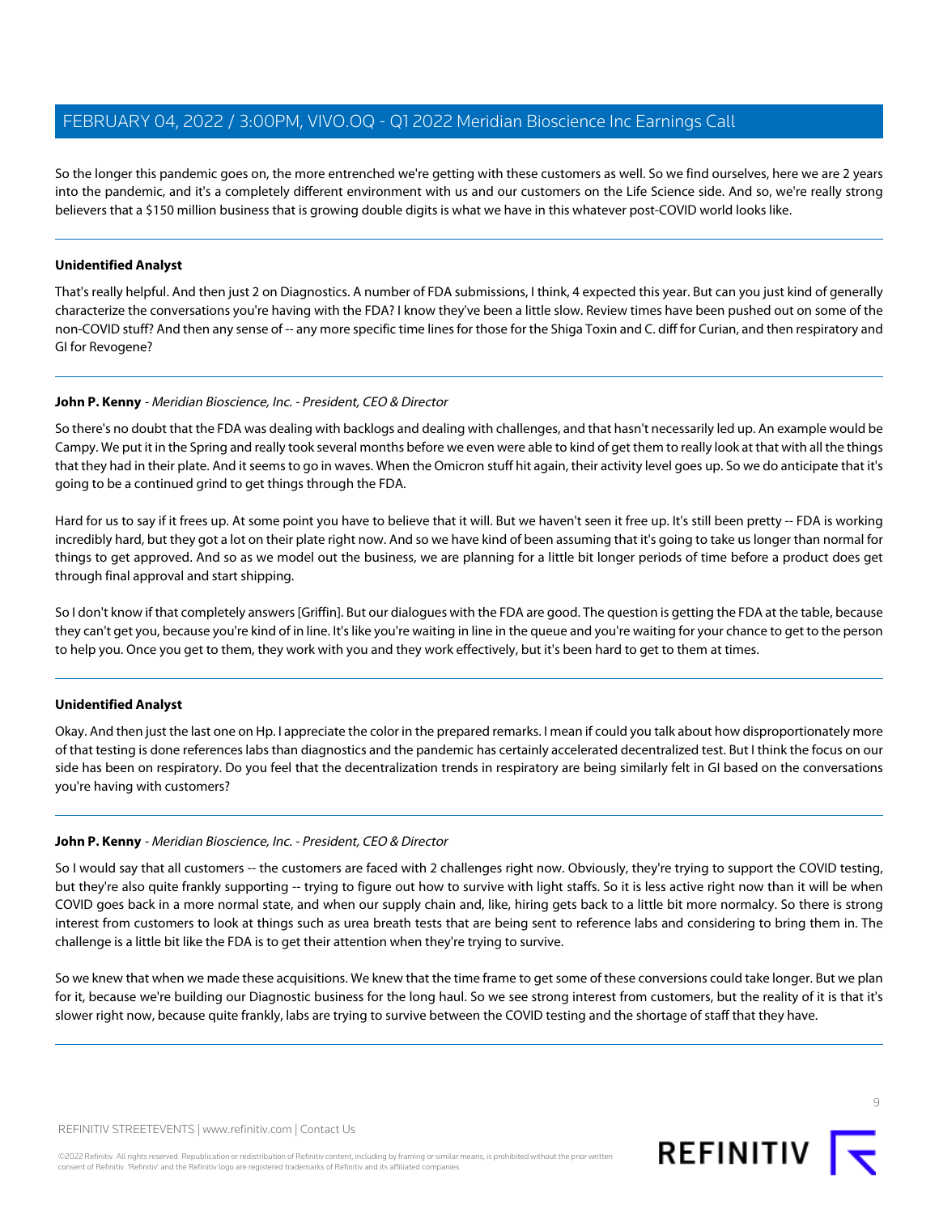So the longer this pandemic goes on, the more entrenched we're getting with these customers as well. So we find ourselves, here we are 2 years into the pandemic, and it's a completely different environment with us and our customers on the Life Science side. And so, we're really strong believers that a $150 million business that is growing double digits is what we have in this whatever post-COVID world looks like.

---

**Unidentified Analyst**

That's really helpful. And then just 2 on Diagnostics. A number of FDA submissions, I think, 4 expected this year. But can you just kind of generally characterize the conversations you're having with the FDA? I know they've been a little slow. Review times have been pushed out on some of the non-COVID stuff? And then any sense of -- any more specific time lines for those for the Shiga Toxin and C. diff for Curian, and then respiratory and GI for Revogene?

---

**John P. Kenny** - *Meridian Bioscience, Inc. - President, CEO & Director*

So there's no doubt that the FDA was dealing with backlogs and dealing with challenges, and that hasn't necessarily led up. An example would be Campy. We put it in the Spring and really took several months before we even were able to kind of get them to really look at that with all the things that they had in their plate. And it seems to go in waves. When the Omicron stuff hit again, their activity level goes up. So we do anticipate that it's going to be a continued grind to get things through the FDA.

Hard for us to say if it frees up. At some point you have to believe that it will. But we haven't seen it free up. It's still been pretty -- FDA is working incredibly hard, but they got a lot on their plate right now. And so we have kind of been assuming that it's going to take us longer than normal for things to get approved. And so as we model out the business, we are planning for a little bit longer periods of time before a product does get through final approval and start shipping.

So I don't know if that completely answers [Griffin]. But our dialogues with the FDA are good. The question is getting the FDA at the table, because they can't get you, because you're kind of in line. It's like you're waiting in line in the queue and you're waiting for your chance to get to the person to help you. Once you get to them, they work with you and they work effectively, but it's been hard to get to them at times.

---

**Unidentified Analyst**

Okay. And then just the last one on Hp. I appreciate the color in the prepared remarks. I mean if could you talk about how disproportionately more of that testing is done references labs than diagnostics and the pandemic has certainly accelerated decentralized test. But I think the focus on our side has been on respiratory. Do you feel that the decentralization trends in respiratory are being similarly felt in GI based on the conversations you're having with customers?

---

**John P. Kenny** - *Meridian Bioscience, Inc. - President, CEO & Director*

So I would say that all customers -- the customers are faced with 2 challenges right now. Obviously, they're trying to support the COVID testing, but they're also quite frankly supporting -- trying to figure out how to survive with light staffs. So it is less active right now than it will be when COVID goes back in a more normal state, and when our supply chain and, like, hiring gets back to a little bit more normalcy. So there is strong interest from customers to look at things such as urea breath tests that are being sent to reference labs and considering to bring them in. The challenge is a little bit like the FDA is to get their attention when they're trying to survive.

So we knew that when we made these acquisitions. We knew that the time frame to get some of these conversions could take longer. But we plan for it, because we're building our Diagnostic business for the long haul. So we see strong interest from customers, but the reality of it is that it's slower right now, because quite frankly, labs are trying to survive between the COVID testing and the shortage of staff that they have.

---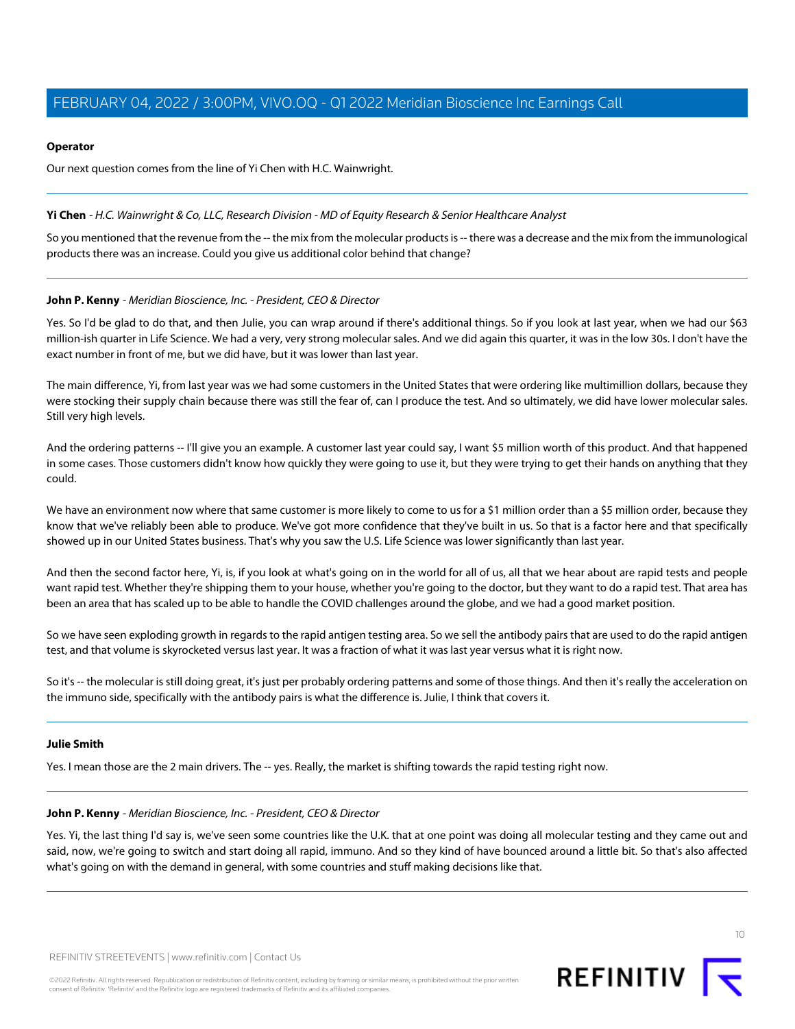**Operator**

Our next question comes from the line of Yi Chen with H.C. Wainwright.

---

**Yi Chen** - *H.C. Wainwright & Co, LLC, Research Division - MD of Equity Research & Senior Healthcare Analyst*

So you mentioned that the revenue from the -- the mix from the molecular products is -- there was a decrease and the mix from the immunological products there was an increase. Could you give us additional color behind that change?

---

**John P. Kenny** - *Meridian Bioscience, Inc. - President, CEO & Director*

Yes. So I'd be glad to do that, and then Julie, you can wrap around if there's additional things. So if you look at last year, when we had our $63 million-ish quarter in Life Science. We had a very, very strong molecular sales. And we did again this quarter, it was in the low 30s. I don't have the exact number in front of me, but we did have, but it was lower than last year.

The main difference, Yi, from last year was we had some customers in the United States that were ordering like multimillion dollars, because they were stocking their supply chain because there was still the fear of, can I produce the test. And so ultimately, we did have lower molecular sales. Still very high levels.

And the ordering patterns -- I'll give you an example. A customer last year could say, I want $5 million worth of this product. And that happened in some cases. Those customers didn't know how quickly they were going to use it, but they were trying to get their hands on anything that they could.

We have an environment now where that same customer is more likely to come to us for a $1 million order than a $5 million order, because they know that we've reliably been able to produce. We've got more confidence that they've built in us. So that is a factor here and that specifically showed up in our United States business. That's why you saw the U.S. Life Science was lower significantly than last year.

And then the second factor here, Yi, is, if you look at what's going on in the world for all of us, all that we hear about are rapid tests and people want rapid test. Whether they're shipping them to your house, whether you're going to the doctor, but they want to do a rapid test. That area has been an area that has scaled up to be able to handle the COVID challenges around the globe, and we had a good market position.

So we have seen exploding growth in regards to the rapid antigen testing area. So we sell the antibody pairs that are used to do the rapid antigen test, and that volume is skyrocketed versus last year. It was a fraction of what it was last year versus what it is right now.

So it's -- the molecular is still doing great, it's just per probably ordering patterns and some of those things. And then it's really the acceleration on the immuno side, specifically with the antibody pairs is what the difference is. Julie, I think that covers it.

---

**Julie Smith**

Yes. I mean those are the 2 main drivers. The -- yes. Really, the market is shifting towards the rapid testing right now.

---

**John P. Kenny** - *Meridian Bioscience, Inc. - President, CEO & Director*

Yes. Yi, the last thing I'd say is, we've seen some countries like the U.K. that at one point was doing all molecular testing and they came out and said, now, we're going to switch and start doing all rapid, immuno. And so they kind of have bounced around a little bit. So that's also affected what's going on with the demand in general, with some countries and stuff making decisions like that.

---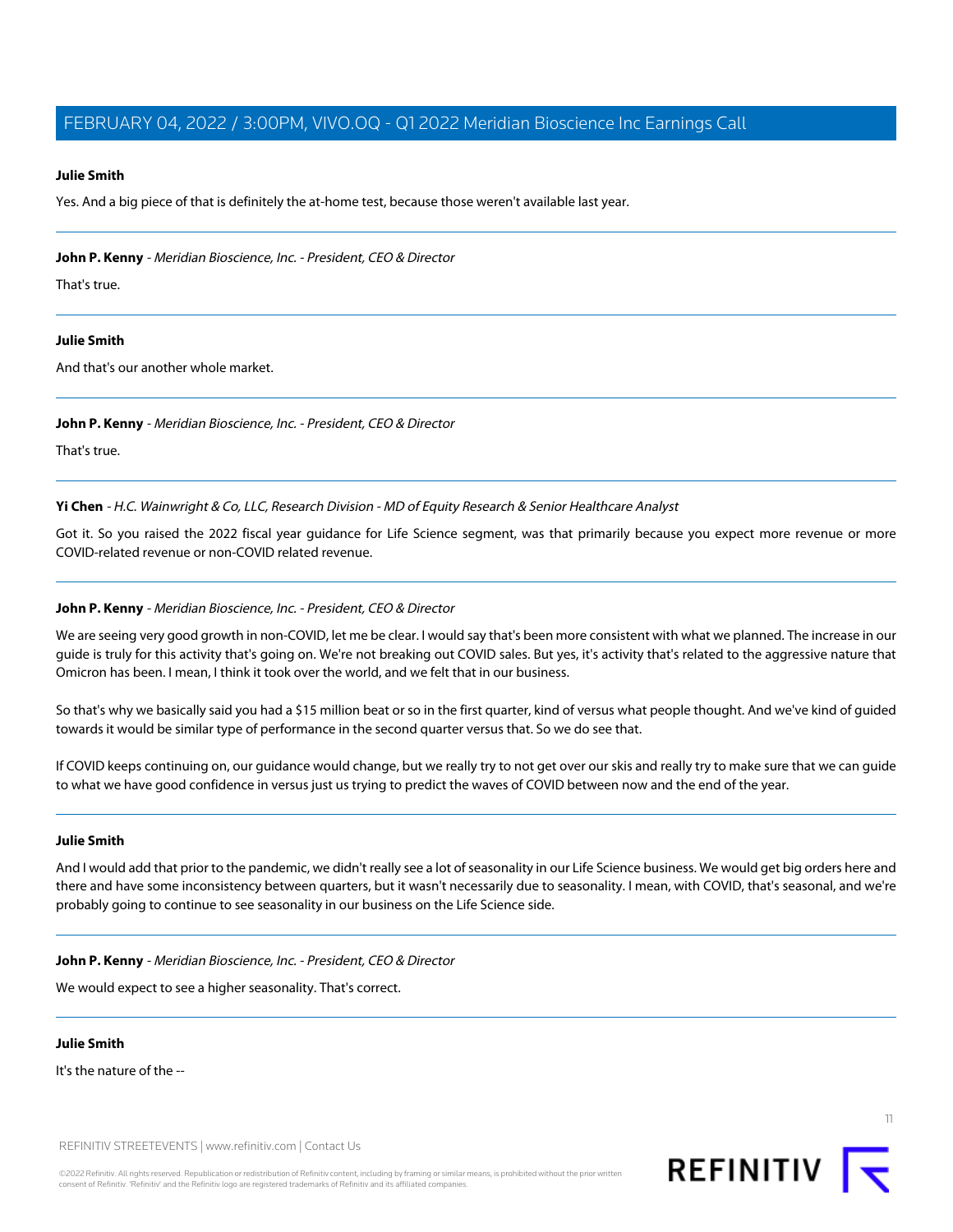**Julie Smith**

Yes. And a big piece of that is definitely the at-home test, because those weren't available last year.

---

**John P. Kenny** - *Meridian Bioscience, Inc. - President, CEO & Director*

That's true.

---

**Julie Smith**

And that's our another whole market.

---

**John P. Kenny** - *Meridian Bioscience, Inc. - President, CEO & Director*

That's true.

---

**Yi Chen** - *H.C. Wainwright & Co, LLC, Research Division - MD of Equity Research & Senior Healthcare Analyst*

Got it. So you raised the 2022 fiscal year guidance for Life Science segment, was that primarily because you expect more revenue or more COVID-related revenue or non-COVID related revenue.

---

**John P. Kenny** - *Meridian Bioscience, Inc. - President, CEO & Director*

We are seeing very good growth in non-COVID, let me be clear. I would say that's been more consistent with what we planned. The increase in our guide is truly for this activity that's going on. We're not breaking out COVID sales. But yes, it's activity that's related to the aggressive nature that Omicron has been. I mean, I think it took over the world, and we felt that in our business.

So that's why we basically said you had a $15 million beat or so in the first quarter, kind of versus what people thought. And we've kind of guided towards it would be similar type of performance in the second quarter versus that. So we do see that.

If COVID keeps continuing on, our guidance would change, but we really try to not get over our skis and really try to make sure that we can guide to what we have good confidence in versus just us trying to predict the waves of COVID between now and the end of the year.

---

**Julie Smith**

And I would add that prior to the pandemic, we didn't really see a lot of seasonality in our Life Science business. We would get big orders here and there and have some inconsistency between quarters, but it wasn't necessarily due to seasonality. I mean, with COVID, that's seasonal, and we're probably going to continue to see seasonality in our business on the Life Science side.

---

**John P. Kenny** - *Meridian Bioscience, Inc. - President, CEO & Director*

We would expect to see a higher seasonality. That's correct.

---

**Julie Smith**

It's the nature of the --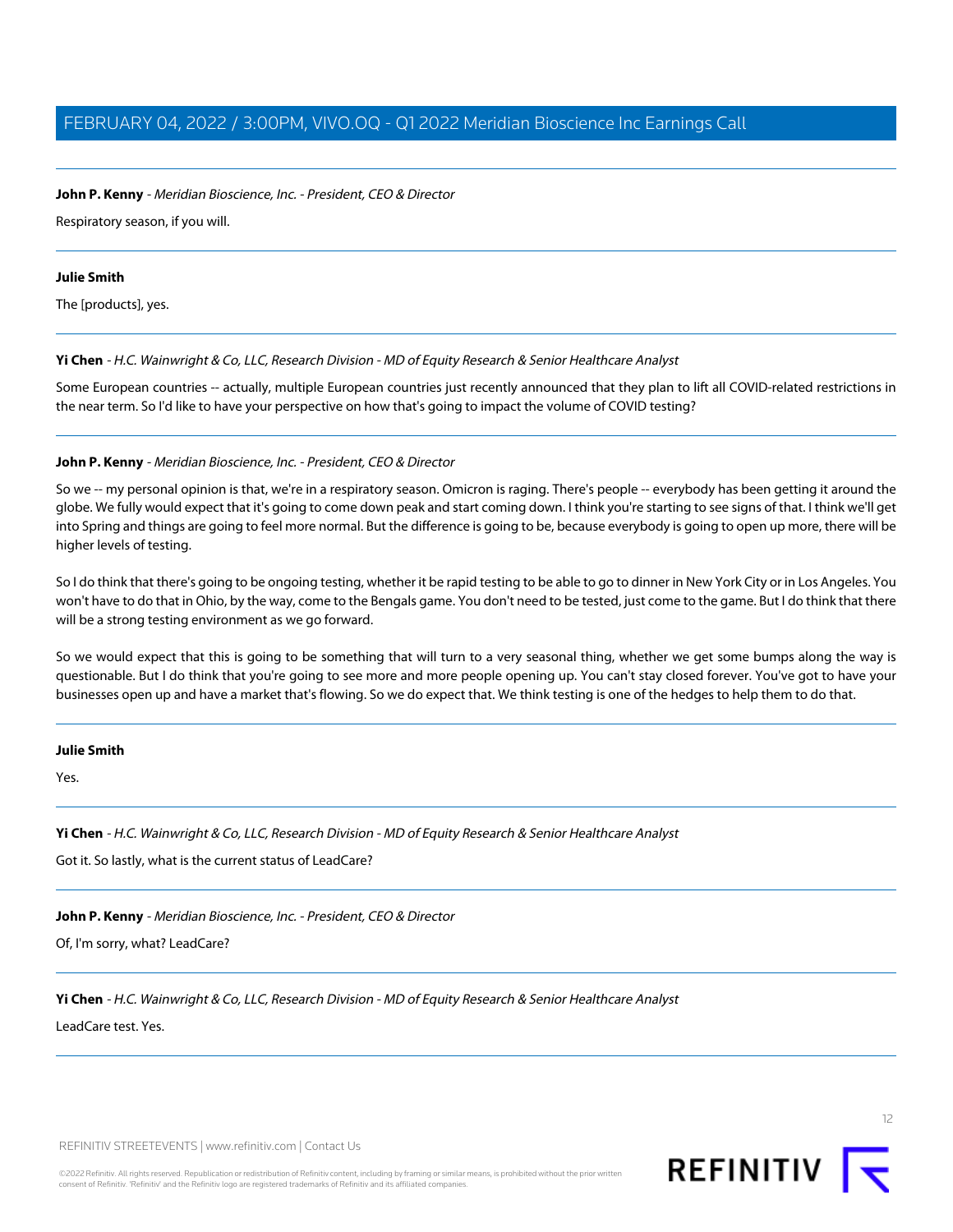**John P. Kenny** - *Meridian Bioscience, Inc. - President, CEO & Director*

Respiratory season, if you will.

---

**Julie Smith**

The [products], yes.

---

**Yi Chen** - *H.C. Wainwright & Co, LLC, Research Division - MD of Equity Research & Senior Healthcare Analyst*

Some European countries -- actually, multiple European countries just recently announced that they plan to lift all COVID-related restrictions in the near term. So I'd like to have your perspective on how that's going to impact the volume of COVID testing?

---

**John P. Kenny** - *Meridian Bioscience, Inc. - President, CEO & Director*

So we -- my personal opinion is that, we're in a respiratory season. Omicron is raging. There's people -- everybody has been getting it around the globe. We fully would expect that it's going to come down peak and start coming down. I think you're starting to see signs of that. I think we'll get into Spring and things are going to feel more normal. But the difference is going to be, because everybody is going to open up more, there will be higher levels of testing.

So I do think that there's going to be ongoing testing, whether it be rapid testing to be able to go to dinner in New York City or in Los Angeles. You won't have to do that in Ohio, by the way, come to the Bengals game. You don't need to be tested, just come to the game. But I do think that there will be a strong testing environment as we go forward.

So we would expect that this is going to be something that will turn to a very seasonal thing, whether we get some bumps along the way is questionable. But I do think that you're going to see more and more people opening up. You can't stay closed forever. You've got to have your businesses open up and have a market that's flowing. So we do expect that. We think testing is one of the hedges to help them to do that.

---

**Julie Smith**

Yes.

---

**Yi Chen** - *H.C. Wainwright & Co, LLC, Research Division - MD of Equity Research & Senior Healthcare Analyst*

Got it. So lastly, what is the current status of LeadCare?

---

**John P. Kenny** - *Meridian Bioscience, Inc. - President, CEO & Director*

Of, I'm sorry, what? LeadCare?

---

**Yi Chen** - *H.C. Wainwright & Co, LLC, Research Division - MD of Equity Research & Senior Healthcare Analyst*

LeadCare test. Yes.

---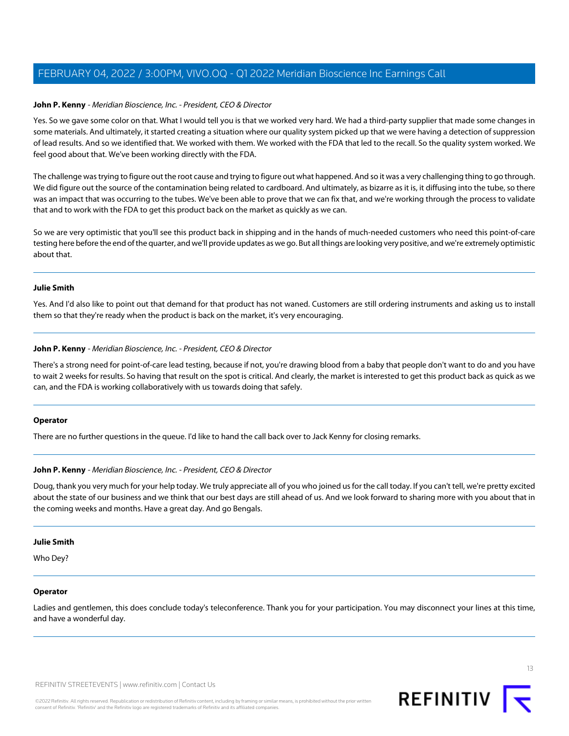**John P. Kenny** - *Meridian Bioscience, Inc. - President, CEO & Director*

Yes. So we gave some color on that. What I would tell you is that we worked very hard. We had a third-party supplier that made some changes in some materials. And ultimately, it started creating a situation where our quality system picked up that we were having a detection of suppression of lead results. And so we identified that. We worked with them. We worked with the FDA that led to the recall. So the quality system worked. We feel good about that. We've been working directly with the FDA.

The challenge was trying to figure out the root cause and trying to figure out what happened. And so it was a very challenging thing to go through. We did figure out the source of the contamination being related to cardboard. And ultimately, as bizarre as it is, it diffusing into the tube, so there was an impact that was occurring to the tubes. We've been able to prove that we can fix that, and we're working through the process to validate that and to work with the FDA to get this product back on the market as quickly as we can.

So we are very optimistic that you'll see this product back in shipping and in the hands of much-needed customers who need this point-of-care testing here before the end of the quarter, and we'll provide updates as we go. But all things are looking very positive, and we're extremely optimistic about that.

---

**Julie Smith**

Yes. And I'd also like to point out that demand for that product has not waned. Customers are still ordering instruments and asking us to install them so that they're ready when the product is back on the market, it's very encouraging.

---

**John P. Kenny** - *Meridian Bioscience, Inc. - President, CEO & Director*

There's a strong need for point-of-care lead testing, because if not, you're drawing blood from a baby that people don't want to do and you have to wait 2 weeks for results. So having that result on the spot is critical. And clearly, the market is interested to get this product back as quick as we can, and the FDA is working collaboratively with us towards doing that safely.

---

**Operator**

There are no further questions in the queue. I'd like to hand the call back over to Jack Kenny for closing remarks.

---

**John P. Kenny** - *Meridian Bioscience, Inc. - President, CEO & Director*

Doug, thank you very much for your help today. We truly appreciate all of you who joined us for the call today. If you can't tell, we're pretty excited about the state of our business and we think that our best days are still ahead of us. And we look forward to sharing more with you about that in the coming weeks and months. Have a great day. And go Bengals.

---

**Julie Smith**

Who Dey?

---

**Operator**

Ladies and gentlemen, this does conclude today's teleconference. Thank you for your participation. You may disconnect your lines at this time, and have a wonderful day.

---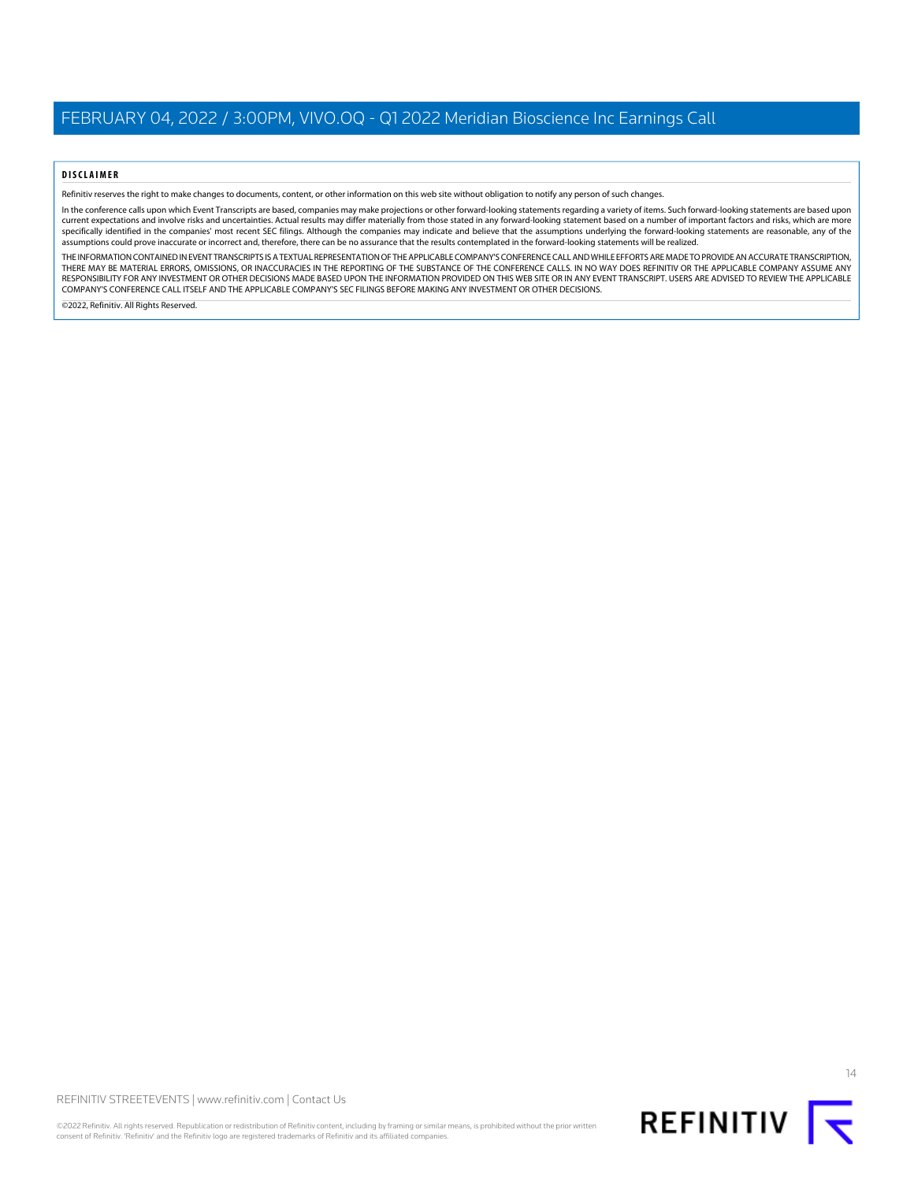**DISCLAIMER**

Refinitiv reserves the right to make changes to documents, content, or other information on this web site without obligation to notify any person of such changes.

In the conference calls upon which Event Transcripts are based, companies may make projections or other forward-looking statements regarding a variety of items. Such forward-looking statements are based upon current expectations and involve risks and uncertainties. Actual results may differ materially from those stated in any forward-looking statement based on a number of important factors and risks, which are more specifically identified in the companies' most recent SEC filings. Although the companies may indicate and believe that the assumptions underlying the forward-looking statements are reasonable, any of the assumptions could prove inaccurate or incorrect and, therefore, there can be no assurance that the results contemplated in the forward-looking statements will be realized.

THE INFORMATION CONTAINED IN EVENT TRANSCRIPTS IS A TEXTUAL REPRESENTATION OF THE APPLICABLE COMPANY'S CONFERENCE CALL AND WHILE EFFORTS ARE MADE TO PROVIDE AN ACCURATE TRANSCRIPTION, THERE MAY BE MATERIAL ERRORS, OMISSIONS, OR INACCURACIES IN THE REPORTING OF THE SUBSTANCE OF THE CONFERENCE CALLS. IN NO WAY DOES REFINITIV OR THE APPLICABLE COMPANY ASSUME ANY RESPONSIBILITY FOR ANY INVESTMENT OR OTHER DECISIONS MADE BASED UPON THE INFORMATION PROVIDED ON THIS WEB SITE OR IN ANY EVENT TRANSCRIPT. USERS ARE ADVISED TO REVIEW THE APPLICABLE COMPANY'S CONFERENCE CALL ITSELF AND THE APPLICABLE COMPANY'S SEC FILINGS BEFORE MAKING ANY INVESTMENT OR OTHER DECISIONS.

©2022, Refinitiv. All Rights Reserved.